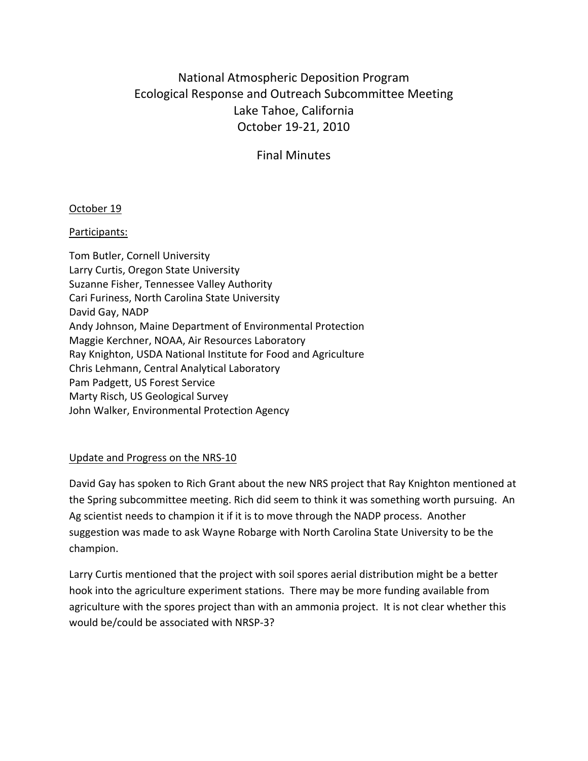# National Atmospheric Deposition Program
# Ecological Response and Outreach Subcommittee Meeting
# Lake Tahoe, California
# October 19-21, 2010

## Final Minutes

<u>October 19</u>

<u>Participants:</u>

Tom Butler, Cornell University
Larry Curtis, Oregon State University
Suzanne Fisher, Tennessee Valley Authority
Cari Furiness, North Carolina State University
David Gay, NADP
Andy Johnson, Maine Department of Environmental Protection
Maggie Kerchner, NOAA, Air Resources Laboratory
Ray Knighton, USDA National Institute for Food and Agriculture
Chris Lehmann, Central Analytical Laboratory
Pam Padgett, US Forest Service
Marty Risch, US Geological Survey
John Walker, Environmental Protection Agency

<u>Update and Progress on the NRS-10</u>

David Gay has spoken to Rich Grant about the new NRS project that Ray Knighton mentioned at the Spring subcommittee meeting. Rich did seem to think it was something worth pursuing. An Ag scientist needs to champion it if it is to move through the NADP process. Another suggestion was made to ask Wayne Robarge with North Carolina State University to be the champion.

Larry Curtis mentioned that the project with soil spores aerial distribution might be a better hook into the agriculture experiment stations. There may be more funding available from agriculture with the spores project than with an ammonia project. It is not clear whether this would be/could be associated with NRSP-3?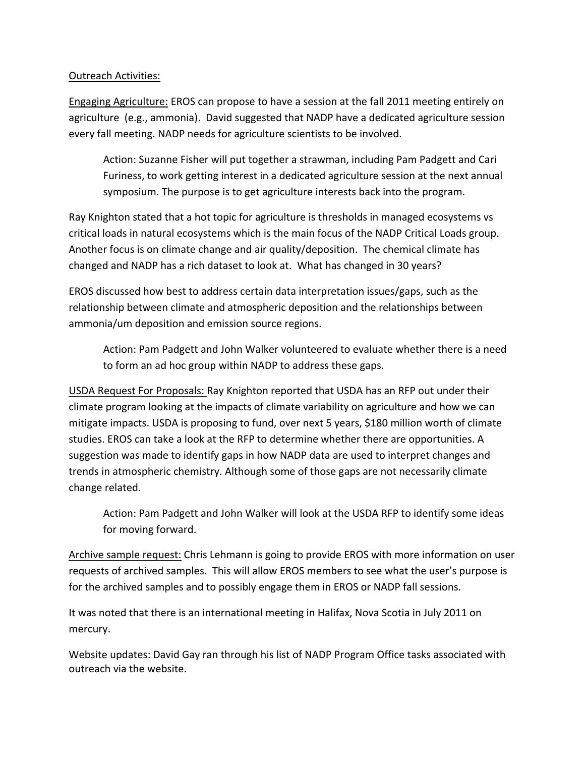Outreach Activities:

Engaging Agriculture: EROS can propose to have a session at the fall 2011 meeting entirely on agriculture (e.g., ammonia). David suggested that NADP have a dedicated agriculture session every fall meeting. NADP needs for agriculture scientists to be involved.

> Action: Suzanne Fisher will put together a strawman, including Pam Padgett and Cari Furiness, to work getting interest in a dedicated agriculture session at the next annual symposium. The purpose is to get agriculture interests back into the program.

Ray Knighton stated that a hot topic for agriculture is thresholds in managed ecosystems vs critical loads in natural ecosystems which is the main focus of the NADP Critical Loads group. Another focus is on climate change and air quality/deposition. The chemical climate has changed and NADP has a rich dataset to look at. What has changed in 30 years?

EROS discussed how best to address certain data interpretation issues/gaps, such as the relationship between climate and atmospheric deposition and the relationships between ammonia/um deposition and emission source regions.

> Action: Pam Padgett and John Walker volunteered to evaluate whether there is a need to form an ad hoc group within NADP to address these gaps.

USDA Request For Proposals: Ray Knighton reported that USDA has an RFP out under their climate program looking at the impacts of climate variability on agriculture and how we can mitigate impacts. USDA is proposing to fund, over next 5 years, $180 million worth of climate studies. EROS can take a look at the RFP to determine whether there are opportunities. A suggestion was made to identify gaps in how NADP data are used to interpret changes and trends in atmospheric chemistry. Although some of those gaps are not necessarily climate change related.

> Action: Pam Padgett and John Walker will look at the USDA RFP to identify some ideas for moving forward.

Archive sample request: Chris Lehmann is going to provide EROS with more information on user requests of archived samples. This will allow EROS members to see what the user's purpose is for the archived samples and to possibly engage them in EROS or NADP fall sessions.

It was noted that there is an international meeting in Halifax, Nova Scotia in July 2011 on mercury.

Website updates: David Gay ran through his list of NADP Program Office tasks associated with outreach via the website.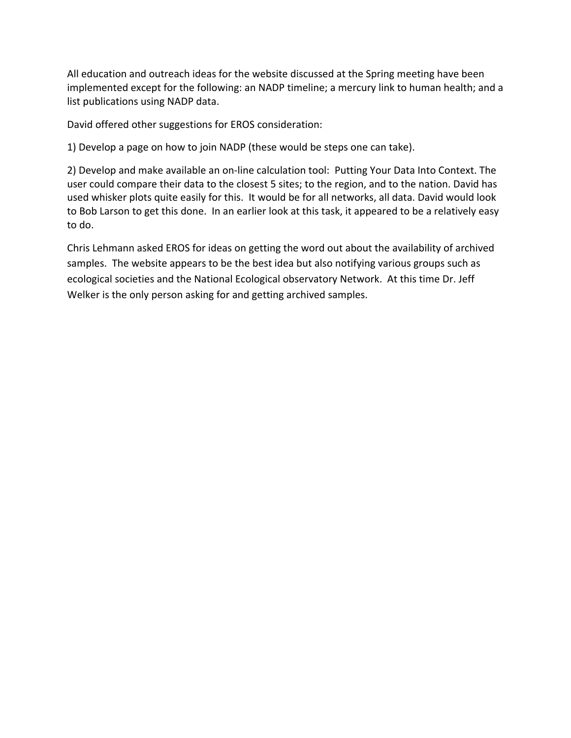All education and outreach ideas for the website discussed at the Spring meeting have been implemented except for the following: an NADP timeline; a mercury link to human health; and a list publications using NADP data.

David offered other suggestions for EROS consideration:

1) Develop a page on how to join NADP (these would be steps one can take).

2) Develop and make available an on-line calculation tool: Putting Your Data Into Context. The user could compare their data to the closest 5 sites; to the region, and to the nation. David has used whisker plots quite easily for this. It would be for all networks, all data. David would look to Bob Larson to get this done. In an earlier look at this task, it appeared to be a relatively easy to do.

Chris Lehmann asked EROS for ideas on getting the word out about the availability of archived samples. The website appears to be the best idea but also notifying various groups such as ecological societies and the National Ecological observatory Network. At this time Dr. Jeff Welker is the only person asking for and getting archived samples.